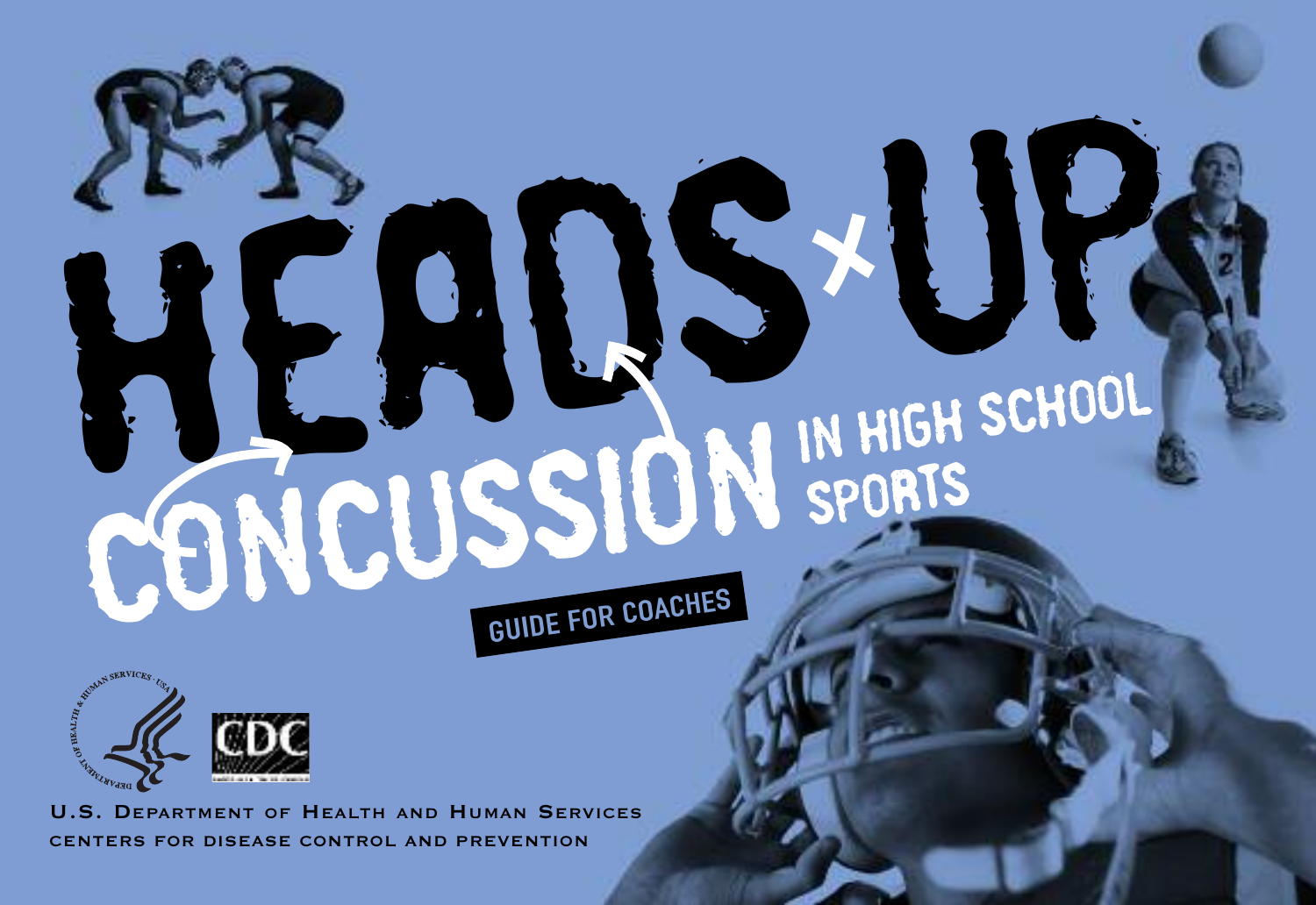# HEADS UP

## CONCUSSION IN HIGH SCHOOL SPORTS

### GUIDE FOR COACHES

U.S. DEPARTMENT OF HEALTH AND HUMAN SERVICES

CENTERS FOR DISEASE CONTROL AND PREVENTION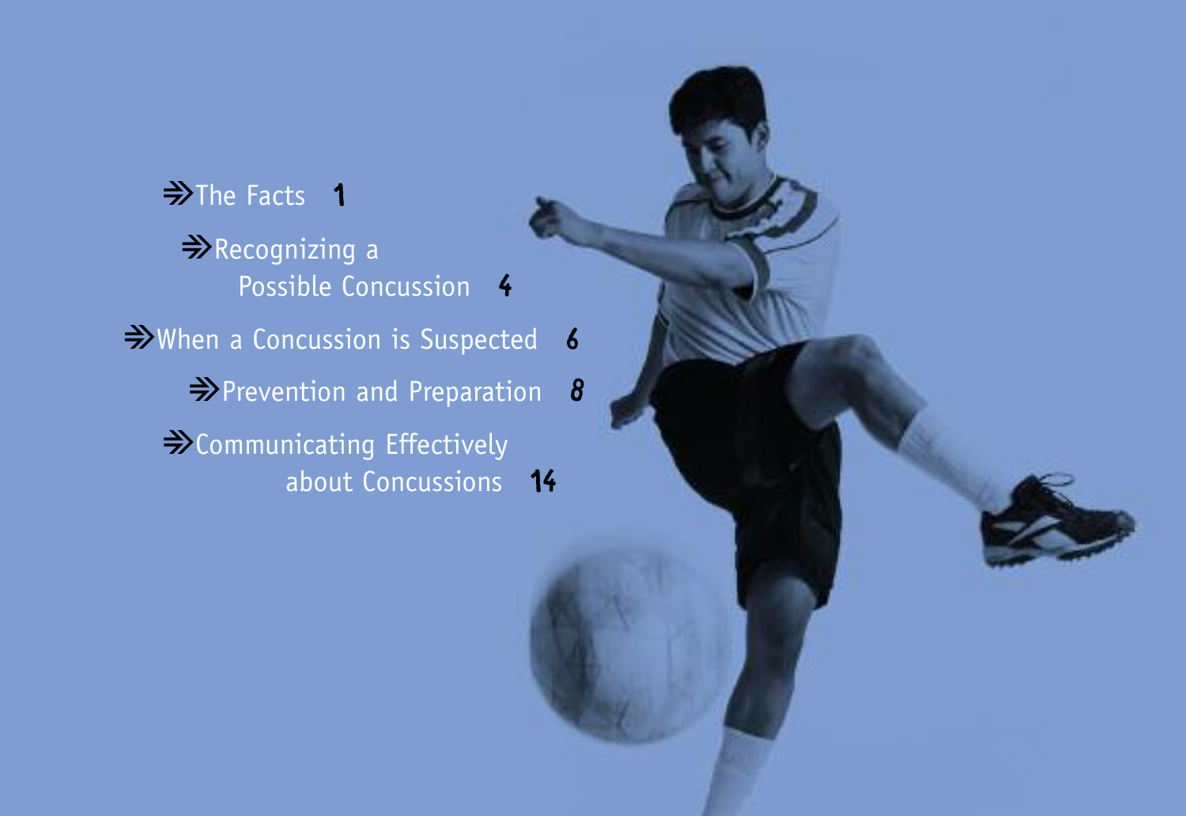- The Facts 1
- Recognizing a Possible Concussion 4
- When a Concussion is Suspected 6
- Prevention and Preparation 8
- Communicating Effectively about Concussions 14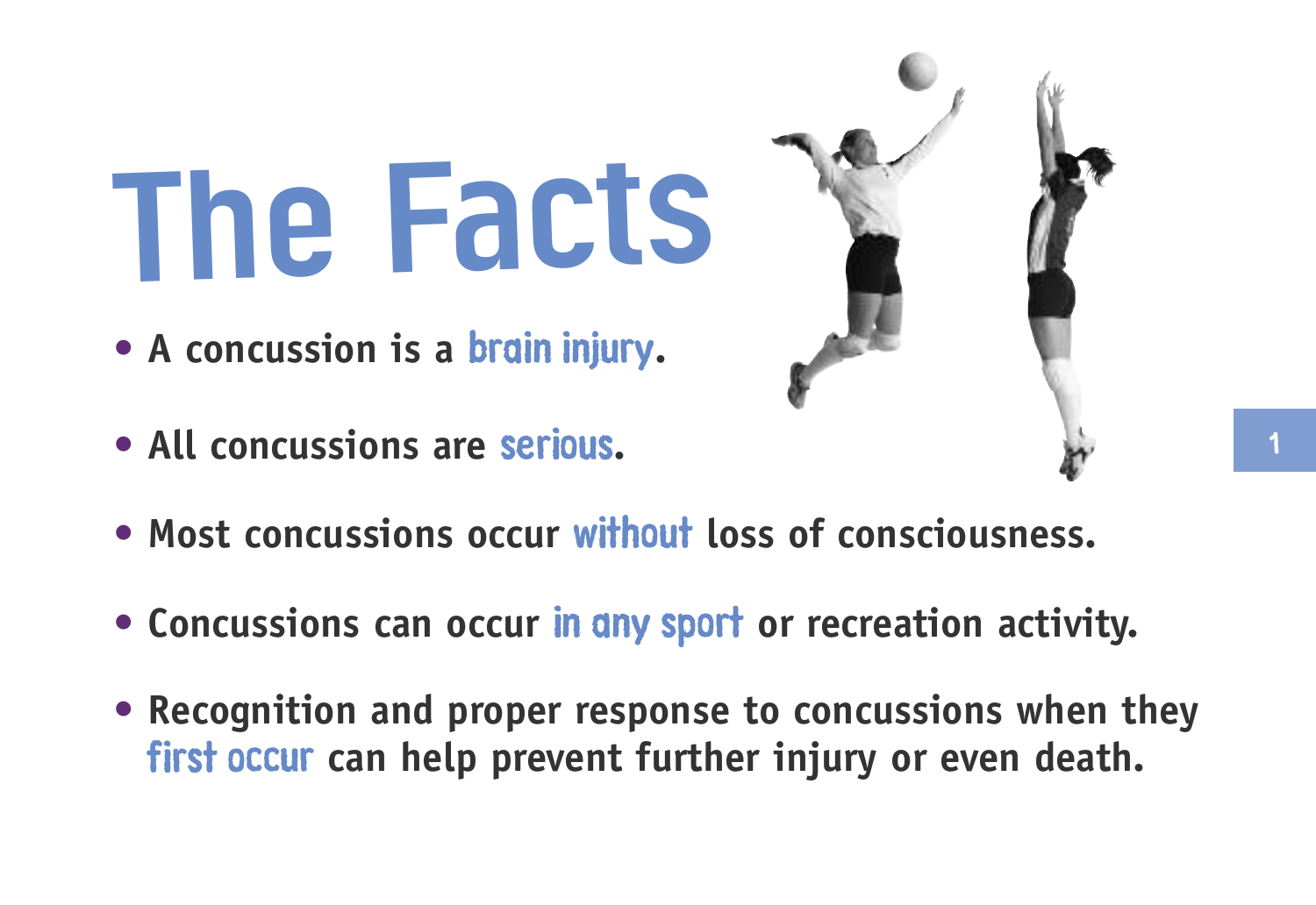# The Facts

- A concussion is a brain injury.
- All concussions are serious.
- Most concussions occur without loss of consciousness.
- Concussions can occur in any sport or recreation activity.
- Recognition and proper response to concussions when they first occur can help prevent further injury or even death.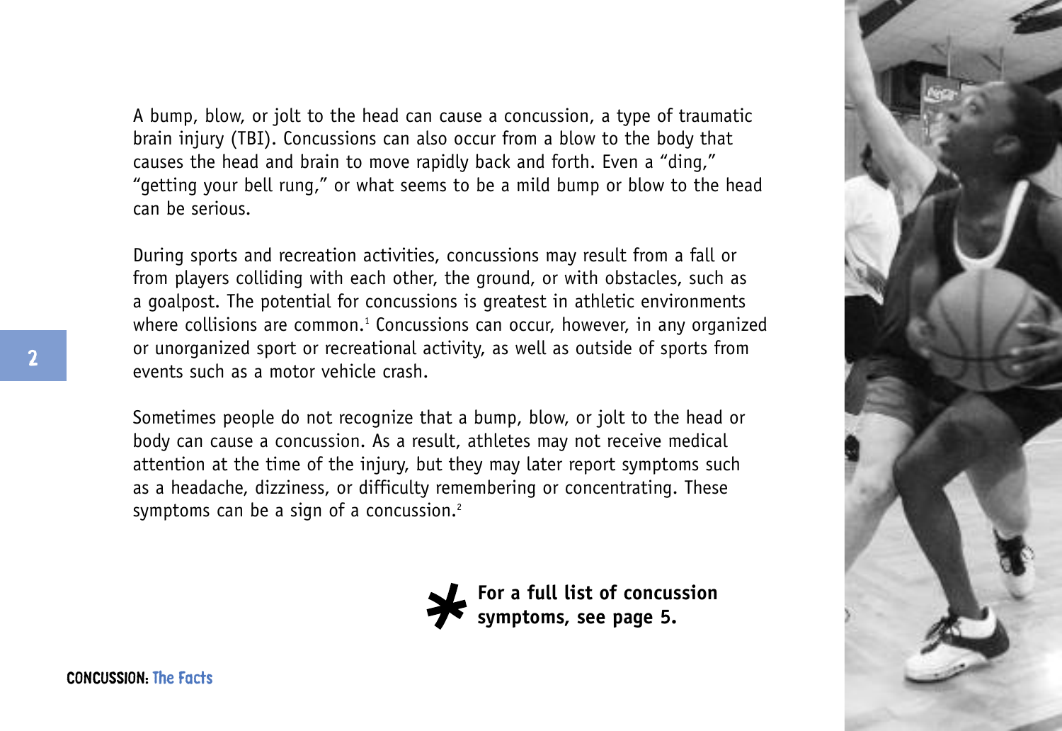A bump, blow, or jolt to the head can cause a concussion, a type of traumatic brain injury (TBI). Concussions can also occur from a blow to the body that causes the head and brain to move rapidly back and forth. Even a "ding," "getting your bell rung," or what seems to be a mild bump or blow to the head can be serious.

During sports and recreation activities, concussions may result from a fall or from players colliding with each other, the ground, or with obstacles, such as a goalpost. The potential for concussions is greatest in athletic environments where collisions are common.[1] Concussions can occur, however, in any organized or unorganized sport or recreational activity, as well as outside of sports from events such as a motor vehicle crash.

Sometimes people do not recognize that a bump, blow, or jolt to the head or body can cause a concussion. As a result, athletes may not receive medical attention at the time of the injury, but they may later report symptoms such as a headache, dizziness, or difficulty remembering or concentrating. These symptoms can be a sign of a concussion.[2]

**\* For a full list of concussion symptoms, see page 5.**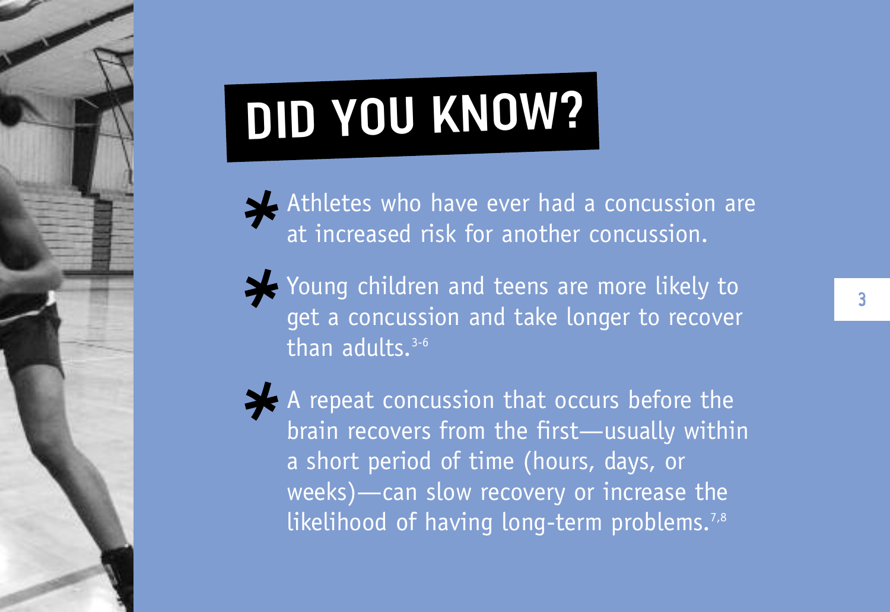# DID YOU KNOW?

- Athletes who have ever had a concussion are at increased risk for another concussion.
- Young children and teens are more likely to get a concussion and take longer to recover than adults.[3-6]
- A repeat concussion that occurs before the brain recovers from the first—usually within a short period of time (hours, days, or weeks)—can slow recovery or increase the likelihood of having long-term problems.[7,8]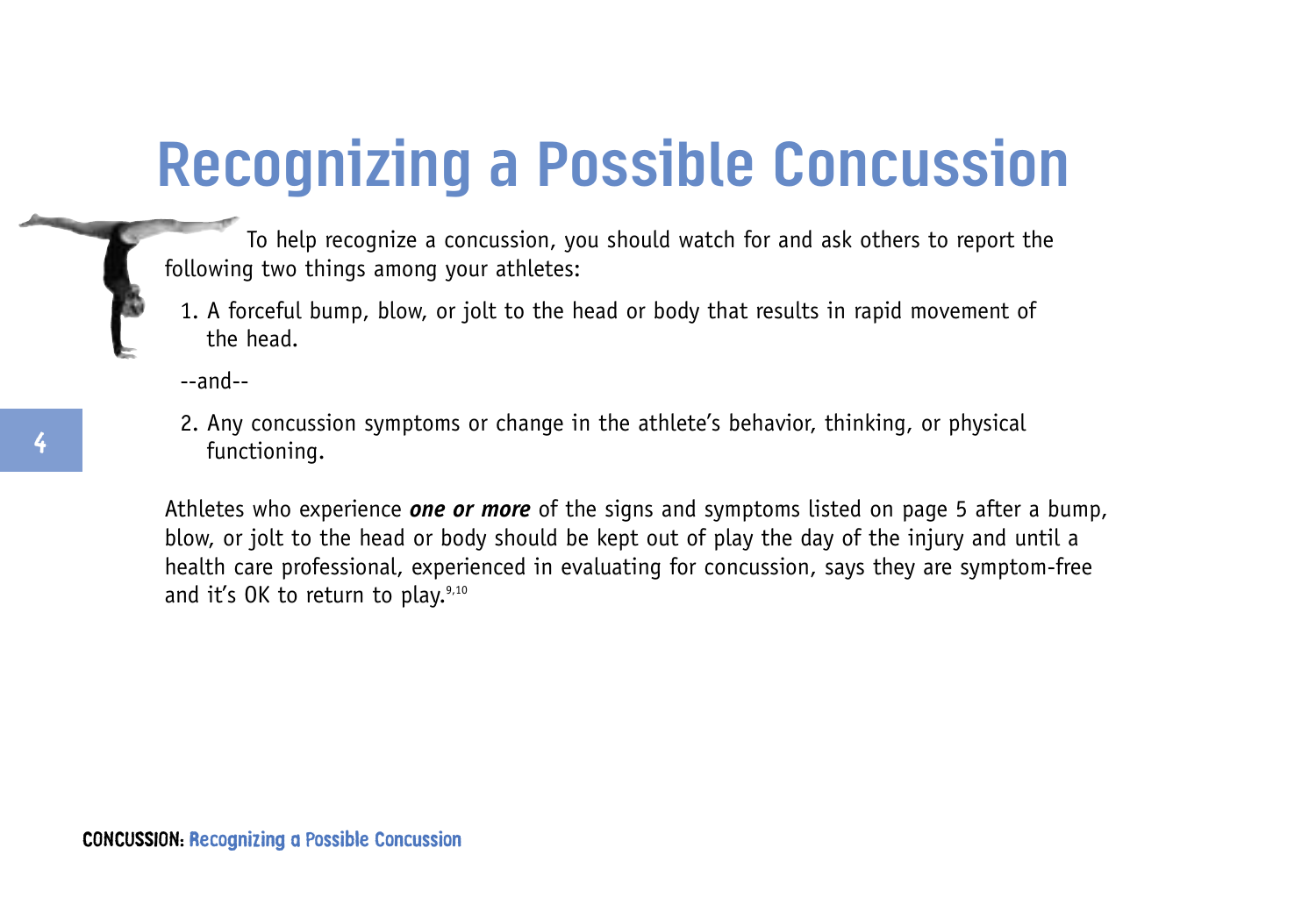# Recognizing a Possible Concussion

To help recognize a concussion, you should watch for and ask others to report the following two things among your athletes:

1. A forceful bump, blow, or jolt to the head or body that results in rapid movement of the head.

--and--

2. Any concussion symptoms or change in the athlete's behavior, thinking, or physical functioning.

Athletes who experience ***one or more*** of the signs and symptoms listed on page 5 after a bump, blow, or jolt to the head or body should be kept out of play the day of the injury and until a health care professional, experienced in evaluating for concussion, says they are symptom-free and it's OK to return to play.[9,10]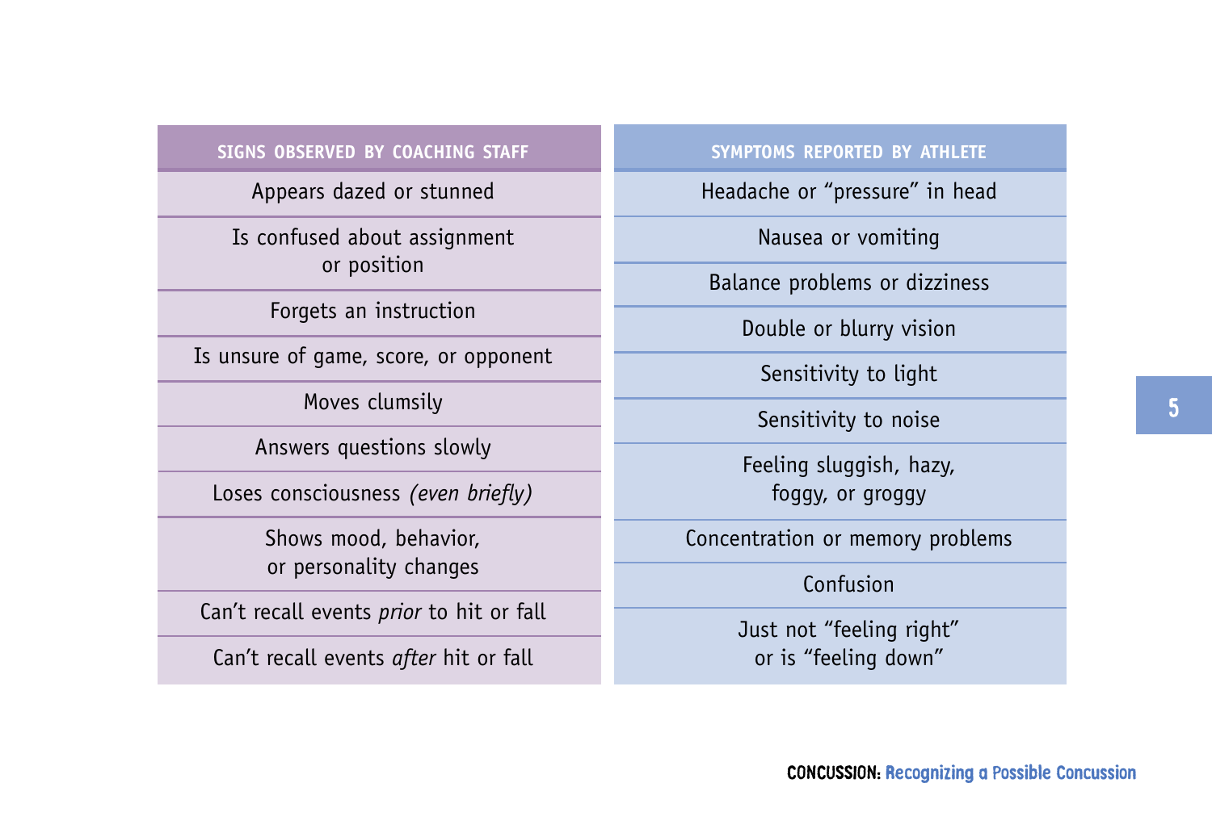| SIGNS OBSERVED BY COACHING STAFF | SYMPTOMS REPORTED BY ATHLETE |
| --- | --- |
| Appears dazed or stunned | Headache or "pressure" in head |
| Is confused about assignment or position | Nausea or vomiting |
| Forgets an instruction | Balance problems or dizziness |
| Is unsure of game, score, or opponent | Double or blurry vision |
| Moves clumsily | Sensitivity to light |
| Answers questions slowly | Sensitivity to noise |
| Loses consciousness *(even briefly)* | Feeling sluggish, hazy, foggy, or groggy |
| Shows mood, behavior, or personality changes | Concentration or memory problems |
| Can't recall events *prior* to hit or fall | Confusion |
| Can't recall events *after* hit or fall | Just not "feeling right" or is "feeling down" |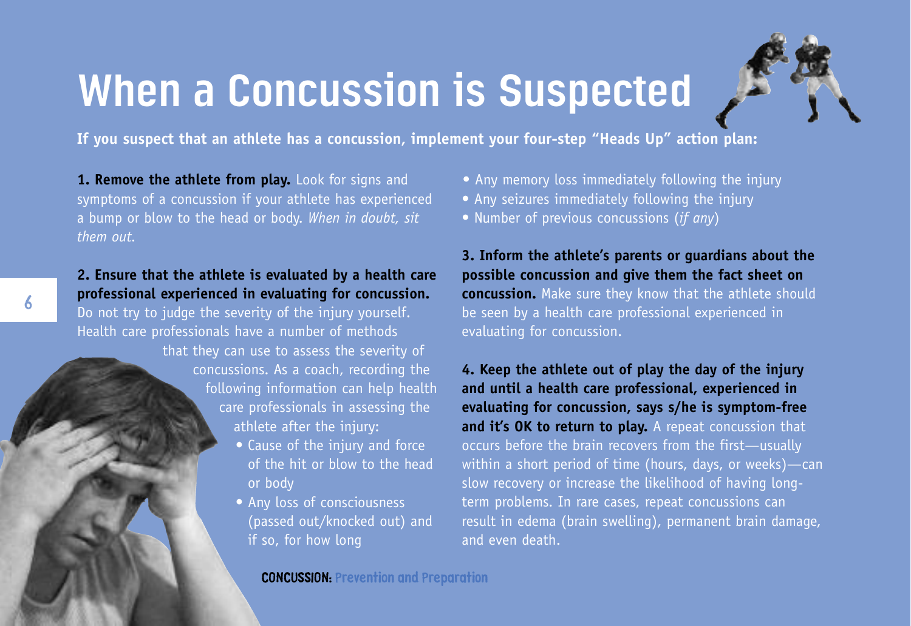# When a Concussion is Suspected

**If you suspect that an athlete has a concussion, implement your four-step "Heads Up" action plan:**

**1. Remove the athlete from play.** Look for signs and symptoms of a concussion if your athlete has experienced a bump or blow to the head or body. *When in doubt, sit them out.*

**2. Ensure that the athlete is evaluated by a health care professional experienced in evaluating for concussion.** Do not try to judge the severity of the injury yourself. Health care professionals have a number of methods that they can use to assess the severity of concussions. As a coach, recording the following information can help health care professionals in assessing the athlete after the injury:

- Cause of the injury and force of the hit or blow to the head or body
- Any loss of consciousness (passed out/knocked out) and if so, for how long
- Any memory loss immediately following the injury
- Any seizures immediately following the injury
- Number of previous concussions (*if any*)

**3. Inform the athlete's parents or guardians about the possible concussion and give them the fact sheet on concussion.** Make sure they know that the athlete should be seen by a health care professional experienced in evaluating for concussion.

**4. Keep the athlete out of play the day of the injury and until a health care professional, experienced in evaluating for concussion, says s/he is symptom-free and it's OK to return to play.** A repeat concussion that occurs before the brain recovers from the first—usually within a short period of time (hours, days, or weeks)—can slow recovery or increase the likelihood of having long-term problems. In rare cases, repeat concussions can result in edema (brain swelling), permanent brain damage, and even death.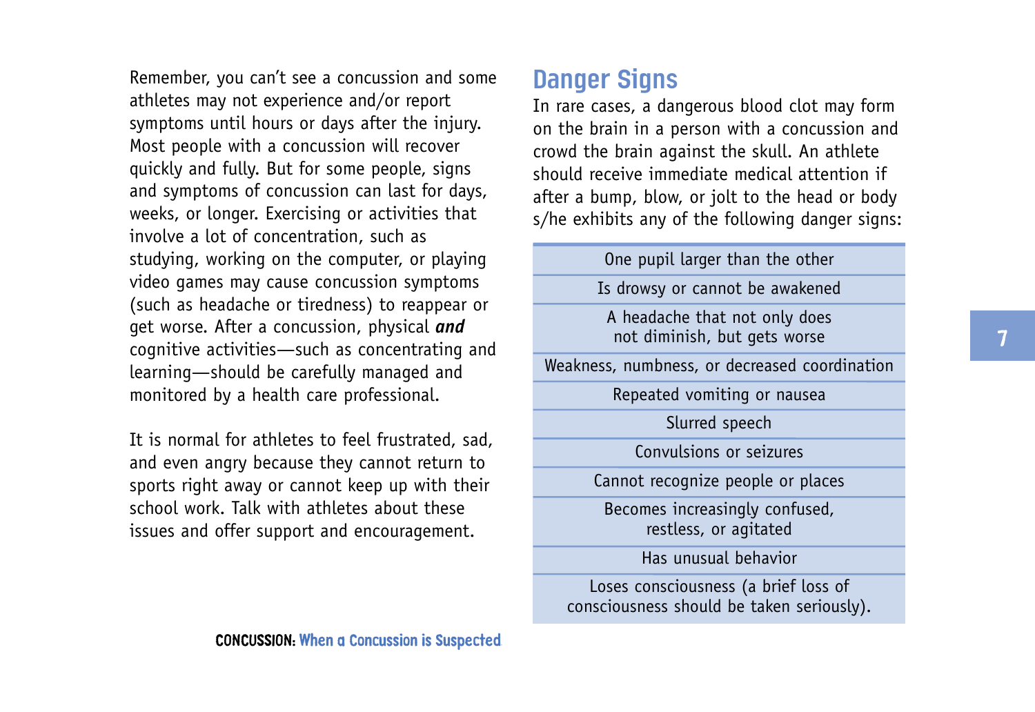Remember, you can't see a concussion and some athletes may not experience and/or report symptoms until hours or days after the injury. Most people with a concussion will recover quickly and fully. But for some people, signs and symptoms of concussion can last for days, weeks, or longer. Exercising or activities that involve a lot of concentration, such as studying, working on the computer, or playing video games may cause concussion symptoms (such as headache or tiredness) to reappear or get worse. After a concussion, physical ***and*** cognitive activities—such as concentrating and learning—should be carefully managed and monitored by a health care professional.

It is normal for athletes to feel frustrated, sad, and even angry because they cannot return to sports right away or cannot keep up with their school work. Talk with athletes about these issues and offer support and encouragement.

## Danger Signs

In rare cases, a dangerous blood clot may form on the brain in a person with a concussion and crowd the brain against the skull. An athlete should receive immediate medical attention if after a bump, blow, or jolt to the head or body s/he exhibits any of the following danger signs:

- One pupil larger than the other
- Is drowsy or cannot be awakened
- A headache that not only does not diminish, but gets worse
- Weakness, numbness, or decreased coordination
- Repeated vomiting or nausea
- Slurred speech
- Convulsions or seizures
- Cannot recognize people or places
- Becomes increasingly confused, restless, or agitated
- Has unusual behavior
- Loses consciousness (a brief loss of consciousness should be taken seriously).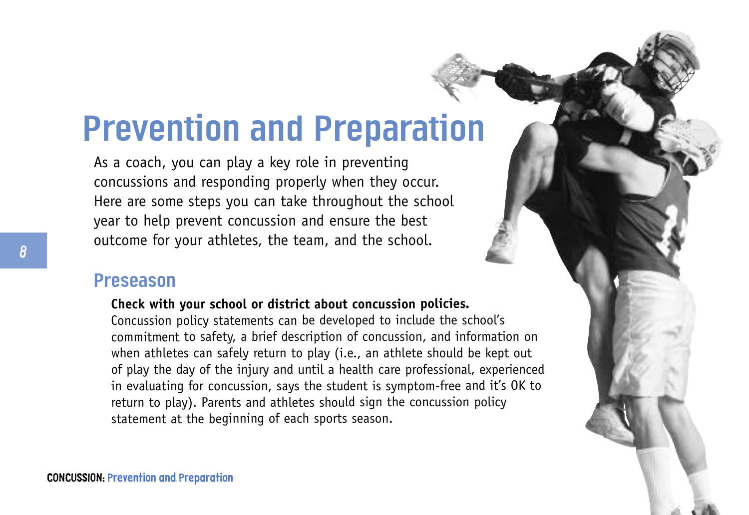# Prevention and Preparation

As a coach, you can play a key role in preventing concussions and responding properly when they occur. Here are some steps you can take throughout the school year to help prevent concussion and ensure the best outcome for your athletes, the team, and the school.

## Preseason

**Check with your school or district about concussion policies.**
Concussion policy statements can be developed to include the school's commitment to safety, a brief description of concussion, and information on when athletes can safely return to play (i.e., an athlete should be kept out of play the day of the injury and until a health care professional, experienced in evaluating for concussion, says the student is symptom-free and it's OK to return to play). Parents and athletes should sign the concussion policy statement at the beginning of each sports season.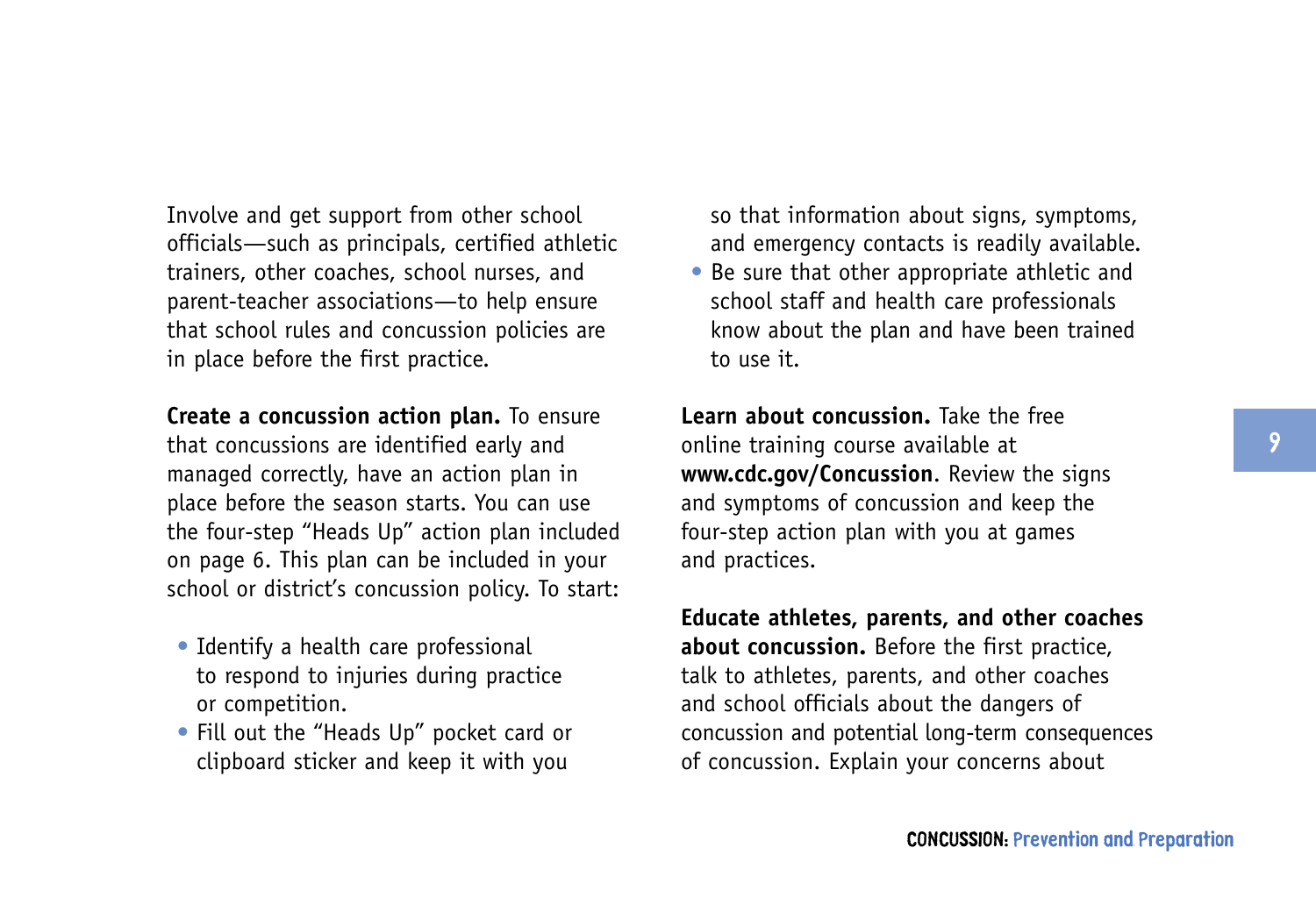Involve and get support from other school officials—such as principals, certified athletic trainers, other coaches, school nurses, and parent-teacher associations—to help ensure that school rules and concussion policies are in place before the first practice.

**Create a concussion action plan.** To ensure that concussions are identified early and managed correctly, have an action plan in place before the season starts. You can use the four-step "Heads Up" action plan included on page 6. This plan can be included in your school or district's concussion policy. To start:

- Identify a health care professional to respond to injuries during practice or competition.
- Fill out the "Heads Up" pocket card or clipboard sticker and keep it with you so that information about signs, symptoms, and emergency contacts is readily available.
- Be sure that other appropriate athletic and school staff and health care professionals know about the plan and have been trained to use it.

**Learn about concussion.** Take the free online training course available at **www.cdc.gov/Concussion**. Review the signs and symptoms of concussion and keep the four-step action plan with you at games and practices.

**Educate athletes, parents, and other coaches about concussion.** Before the first practice, talk to athletes, parents, and other coaches and school officials about the dangers of concussion and potential long-term consequences of concussion. Explain your concerns about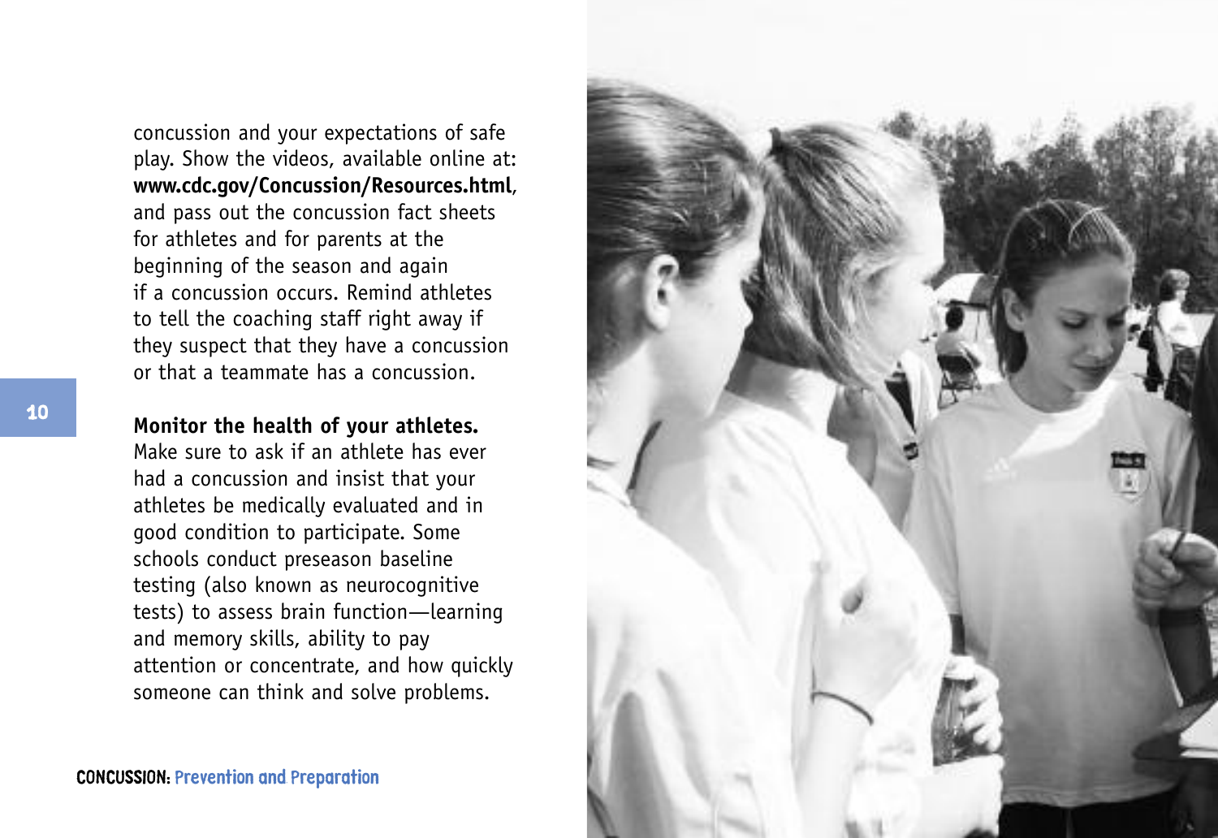concussion and your expectations of safe play. Show the videos, available online at: **www.cdc.gov/Concussion/Resources.html**, and pass out the concussion fact sheets for athletes and for parents at the beginning of the season and again if a concussion occurs. Remind athletes to tell the coaching staff right away if they suspect that they have a concussion or that a teammate has a concussion.

**Monitor the health of your athletes.** Make sure to ask if an athlete has ever had a concussion and insist that your athletes be medically evaluated and in good condition to participate. Some schools conduct preseason baseline testing (also known as neurocognitive tests) to assess brain function—learning and memory skills, ability to pay attention or concentrate, and how quickly someone can think and solve problems.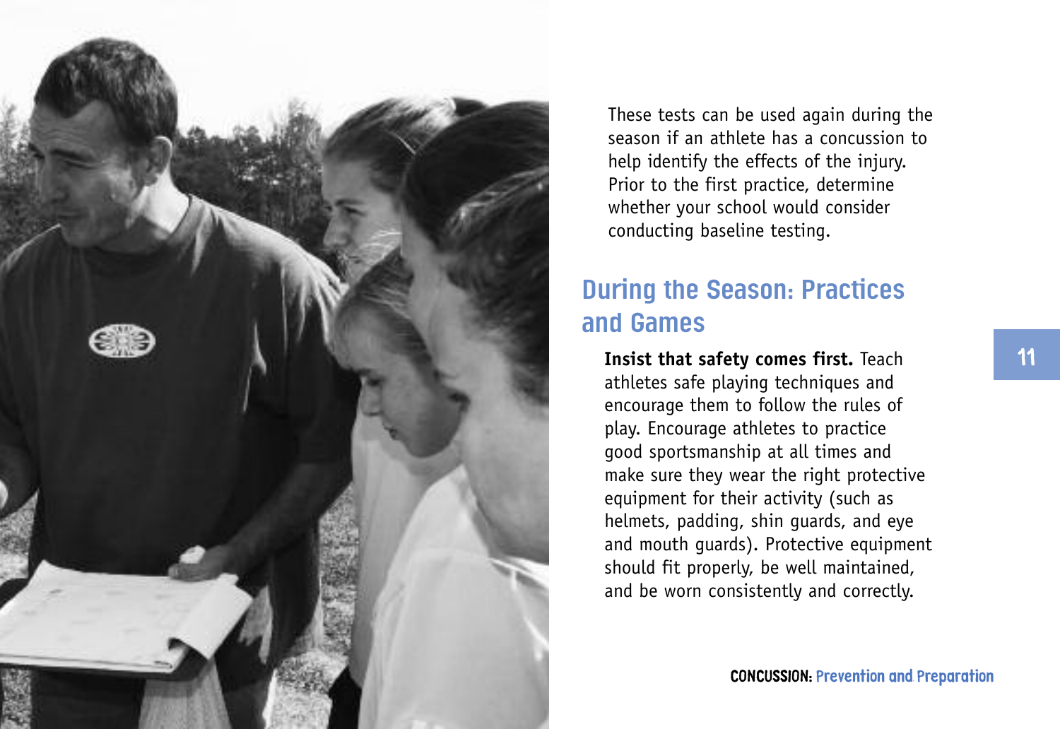These tests can be used again during the season if an athlete has a concussion to help identify the effects of the injury. Prior to the first practice, determine whether your school would consider conducting baseline testing.

## During the Season: Practices and Games

**Insist that safety comes first.** Teach athletes safe playing techniques and encourage them to follow the rules of play. Encourage athletes to practice good sportsmanship at all times and make sure they wear the right protective equipment for their activity (such as helmets, padding, shin guards, and eye and mouth guards). Protective equipment should fit properly, be well maintained, and be worn consistently and correctly.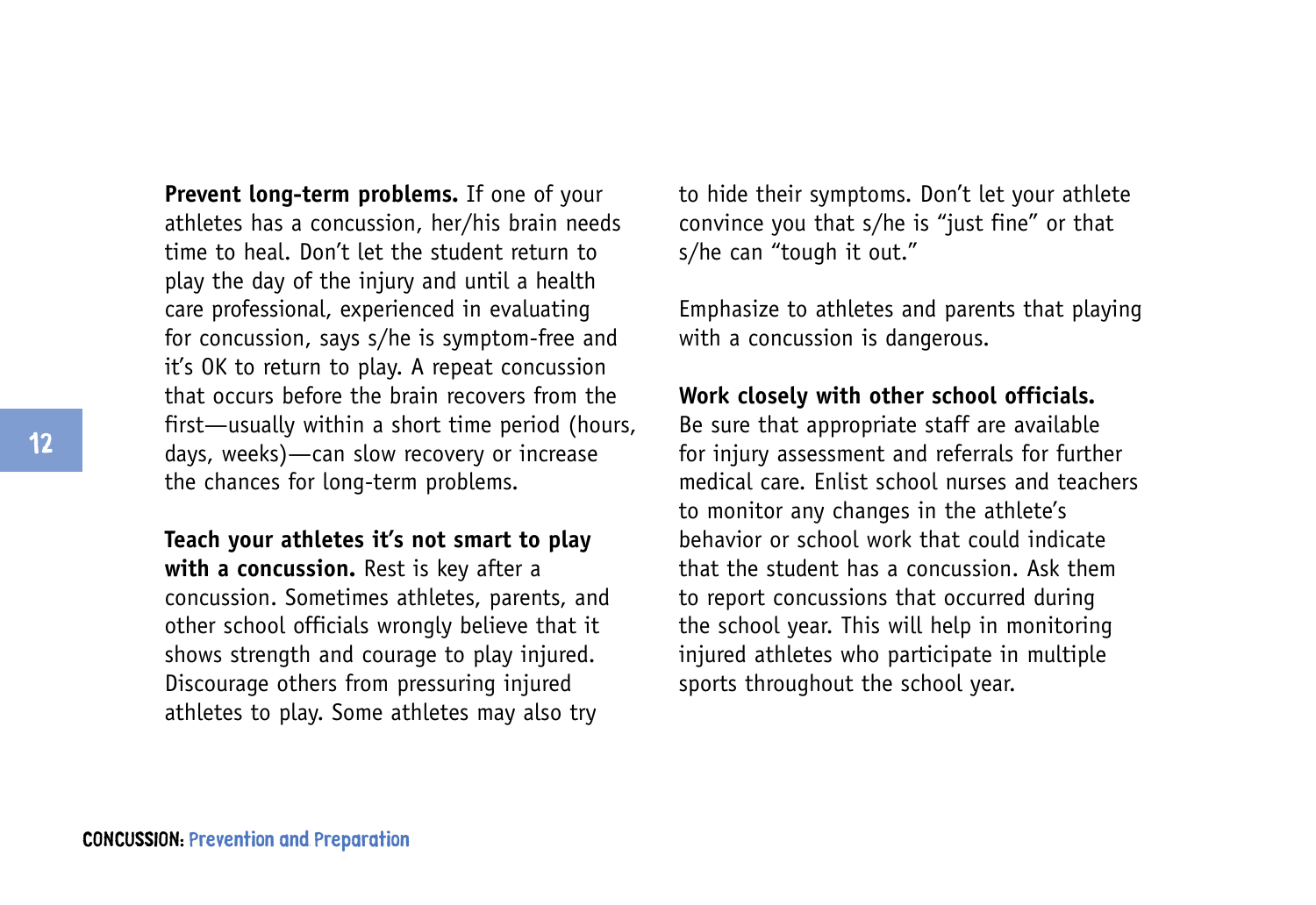**Prevent long-term problems.** If one of your athletes has a concussion, her/his brain needs time to heal. Don't let the student return to play the day of the injury and until a health care professional, experienced in evaluating for concussion, says s/he is symptom-free and it's OK to return to play. A repeat concussion that occurs before the brain recovers from the first—usually within a short time period (hours, days, weeks)—can slow recovery or increase the chances for long-term problems.

**Teach your athletes it's not smart to play with a concussion.** Rest is key after a concussion. Sometimes athletes, parents, and other school officials wrongly believe that it shows strength and courage to play injured. Discourage others from pressuring injured athletes to play. Some athletes may also try to hide their symptoms. Don't let your athlete convince you that s/he is "just fine" or that s/he can "tough it out."

Emphasize to athletes and parents that playing with a concussion is dangerous.

**Work closely with other school officials.** Be sure that appropriate staff are available for injury assessment and referrals for further medical care. Enlist school nurses and teachers to monitor any changes in the athlete's behavior or school work that could indicate that the student has a concussion. Ask them to report concussions that occurred during the school year. This will help in monitoring injured athletes who participate in multiple sports throughout the school year.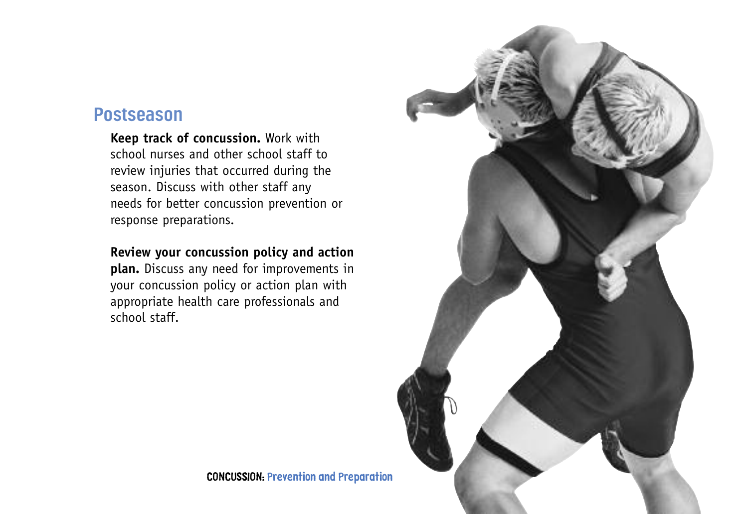## Postseason

**Keep track of concussion.** Work with school nurses and other school staff to review injuries that occurred during the season. Discuss with other staff any needs for better concussion prevention or response preparations.

**Review your concussion policy and action plan.** Discuss any need for improvements in your concussion policy or action plan with appropriate health care professionals and school staff.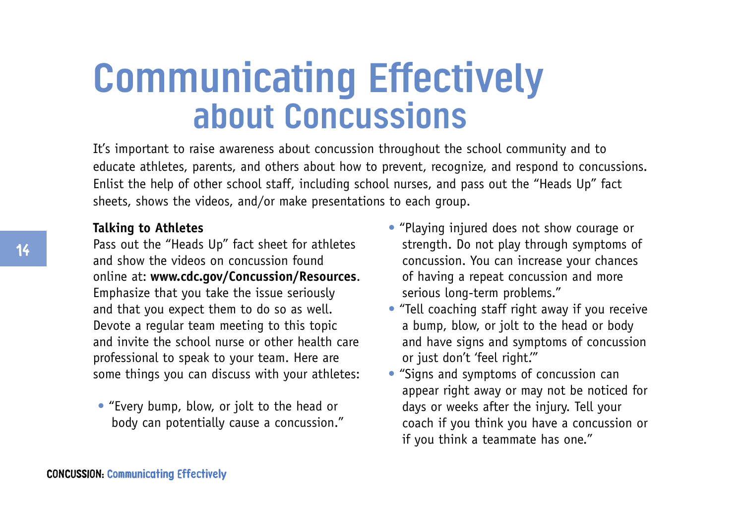# Communicating Effectively about Concussions

It's important to raise awareness about concussion throughout the school community and to educate athletes, parents, and others about how to prevent, recognize, and respond to concussions. Enlist the help of other school staff, including school nurses, and pass out the "Heads Up" fact sheets, shows the videos, and/or make presentations to each group.

**Talking to Athletes**

Pass out the "Heads Up" fact sheet for athletes and show the videos on concussion found online at: **www.cdc.gov/Concussion/Resources**. Emphasize that you take the issue seriously and that you expect them to do so as well. Devote a regular team meeting to this topic and invite the school nurse or other health care professional to speak to your team. Here are some things you can discuss with your athletes:

- "Every bump, blow, or jolt to the head or body can potentially cause a concussion."
- "Playing injured does not show courage or strength. Do not play through symptoms of concussion. You can increase your chances of having a repeat concussion and more serious long-term problems."
- "Tell coaching staff right away if you receive a bump, blow, or jolt to the head or body and have signs and symptoms of concussion or just don't 'feel right.'"
- "Signs and symptoms of concussion can appear right away or may not be noticed for days or weeks after the injury. Tell your coach if you think you have a concussion or if you think a teammate has one."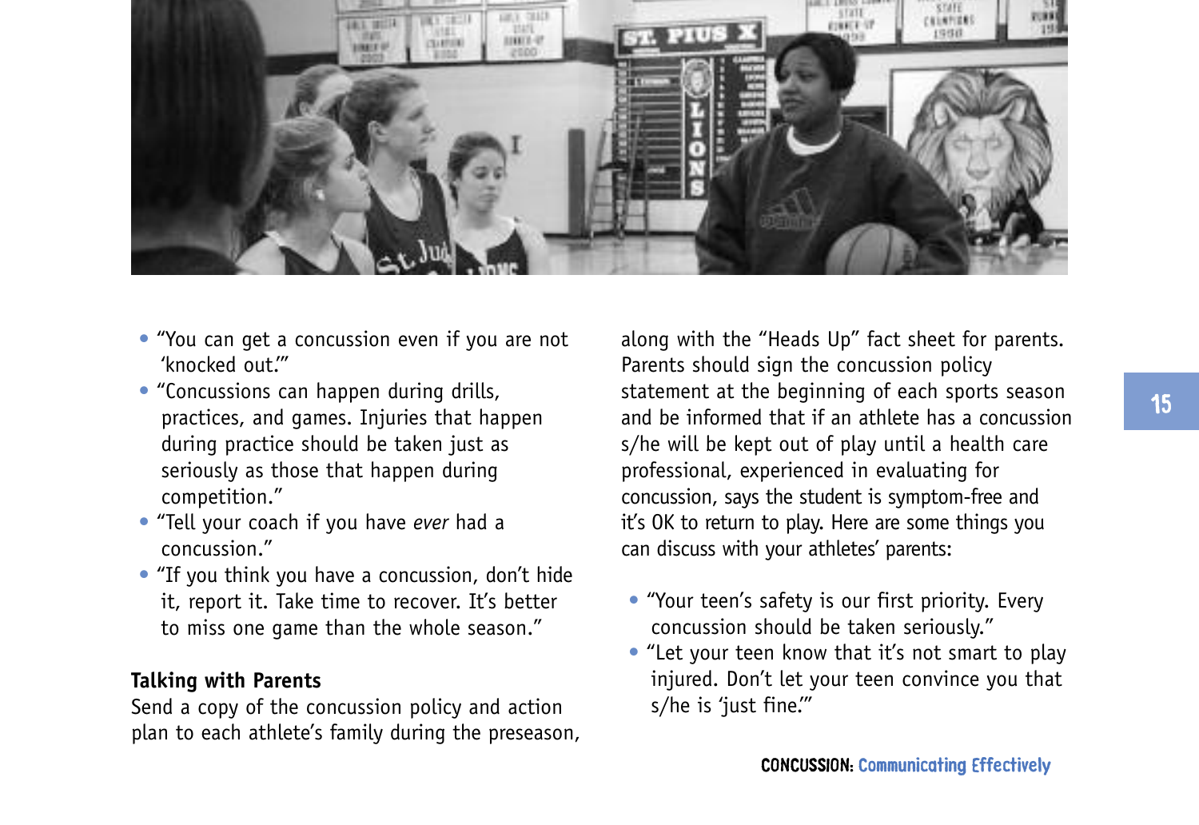- "You can get a concussion even if you are not 'knocked out.'"
- "Concussions can happen during drills, practices, and games. Injuries that happen during practice should be taken just as seriously as those that happen during competition."
- "Tell your coach if you have *ever* had a concussion."
- "If you think you have a concussion, don't hide it, report it. Take time to recover. It's better to miss one game than the whole season."

**Talking with Parents**

Send a copy of the concussion policy and action plan to each athlete's family during the preseason, along with the "Heads Up" fact sheet for parents. Parents should sign the concussion policy statement at the beginning of each sports season and be informed that if an athlete has a concussion s/he will be kept out of play until a health care professional, experienced in evaluating for concussion, says the student is symptom-free and it's OK to return to play. Here are some things you can discuss with your athletes' parents:

- "Your teen's safety is our first priority. Every concussion should be taken seriously."
- "Let your teen know that it's not smart to play injured. Don't let your teen convince you that s/he is 'just fine.'"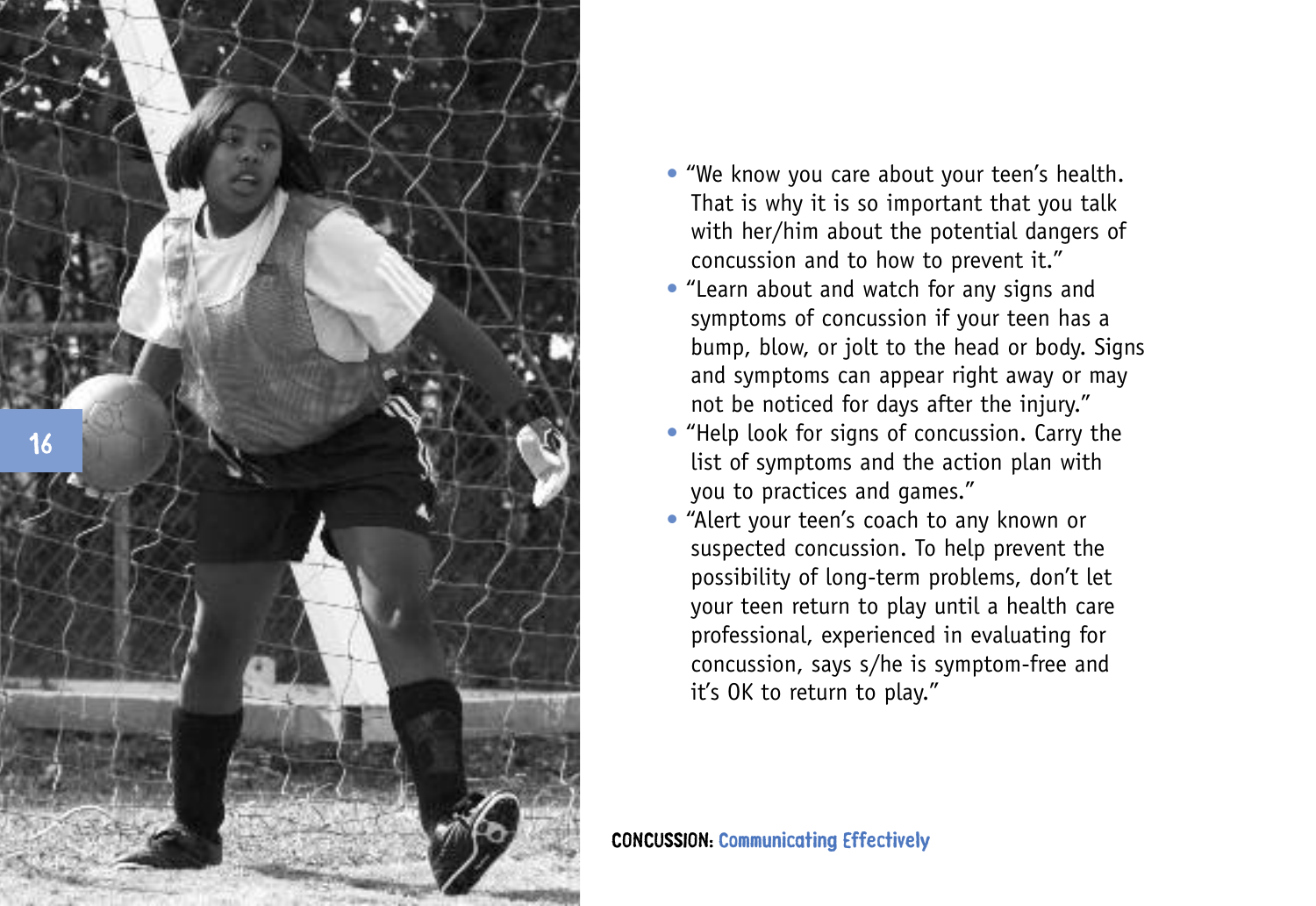- "We know you care about your teen's health. That is why it is so important that you talk with her/him about the potential dangers of concussion and to how to prevent it."
- "Learn about and watch for any signs and symptoms of concussion if your teen has a bump, blow, or jolt to the head or body. Signs and symptoms can appear right away or may not be noticed for days after the injury."
- "Help look for signs of concussion. Carry the list of symptoms and the action plan with you to practices and games."
- "Alert your teen's coach to any known or suspected concussion. To help prevent the possibility of long-term problems, don't let your teen return to play until a health care professional, experienced in evaluating for concussion, says s/he is symptom-free and it's OK to return to play."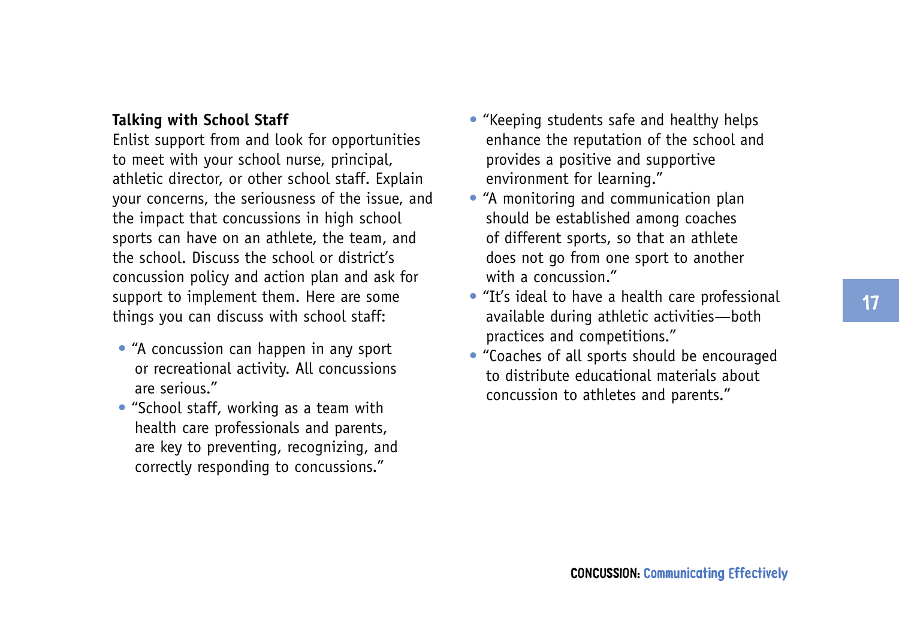**Talking with School Staff**

Enlist support from and look for opportunities to meet with your school nurse, principal, athletic director, or other school staff. Explain your concerns, the seriousness of the issue, and the impact that concussions in high school sports can have on an athlete, the team, and the school. Discuss the school or district's concussion policy and action plan and ask for support to implement them. Here are some things you can discuss with school staff:

- "A concussion can happen in any sport or recreational activity. All concussions are serious."
- "School staff, working as a team with health care professionals and parents, are key to preventing, recognizing, and correctly responding to concussions."
- "Keeping students safe and healthy helps enhance the reputation of the school and provides a positive and supportive environment for learning."
- "A monitoring and communication plan should be established among coaches of different sports, so that an athlete does not go from one sport to another with a concussion."
- "It's ideal to have a health care professional available during athletic activities—both practices and competitions."
- "Coaches of all sports should be encouraged to distribute educational materials about concussion to athletes and parents."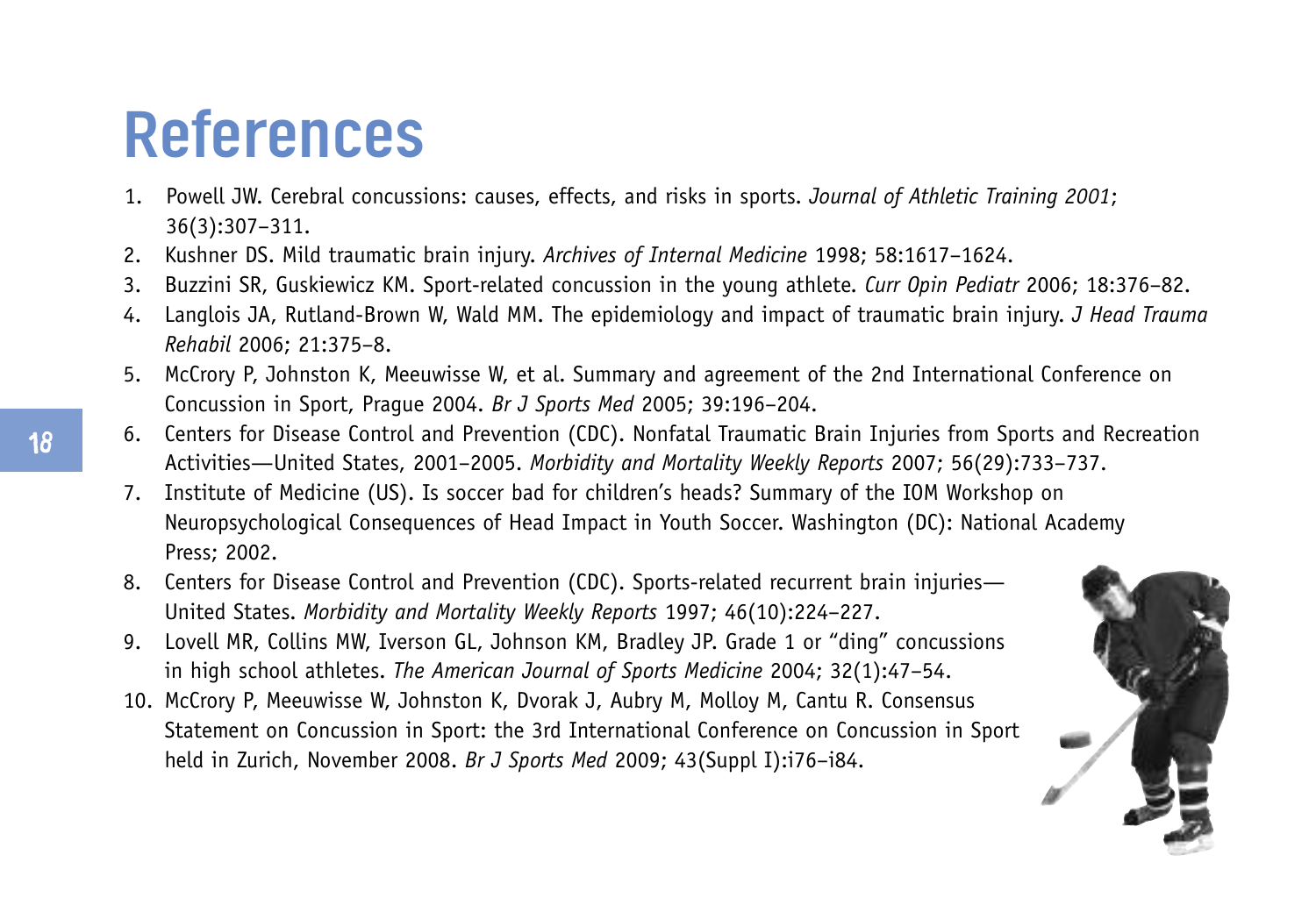# References

1. Powell JW. Cerebral concussions: causes, effects, and risks in sports. *Journal of Athletic Training 2001*; 36(3):307–311.
2. Kushner DS. Mild traumatic brain injury. *Archives of Internal Medicine* 1998; 58:1617–1624.
3. Buzzini SR, Guskiewicz KM. Sport-related concussion in the young athlete. *Curr Opin Pediatr* 2006; 18:376–82.
4. Langlois JA, Rutland-Brown W, Wald MM. The epidemiology and impact of traumatic brain injury. *J Head Trauma Rehabil* 2006; 21:375–8.
5. McCrory P, Johnston K, Meeuwisse W, et al. Summary and agreement of the 2nd International Conference on Concussion in Sport, Prague 2004. *Br J Sports Med* 2005; 39:196–204.
6. Centers for Disease Control and Prevention (CDC). Nonfatal Traumatic Brain Injuries from Sports and Recreation Activities—United States, 2001–2005. *Morbidity and Mortality Weekly Reports* 2007; 56(29):733–737.
7. Institute of Medicine (US). Is soccer bad for children's heads? Summary of the IOM Workshop on Neuropsychological Consequences of Head Impact in Youth Soccer. Washington (DC): National Academy Press; 2002.
8. Centers for Disease Control and Prevention (CDC). Sports-related recurrent brain injuries—United States. *Morbidity and Mortality Weekly Reports* 1997; 46(10):224–227.
9. Lovell MR, Collins MW, Iverson GL, Johnson KM, Bradley JP. Grade 1 or "ding" concussions in high school athletes. *The American Journal of Sports Medicine* 2004; 32(1):47–54.
10. McCrory P, Meeuwisse W, Johnston K, Dvorak J, Aubry M, Molloy M, Cantu R. Consensus Statement on Concussion in Sport: the 3rd International Conference on Concussion in Sport held in Zurich, November 2008. *Br J Sports Med* 2009; 43(Suppl I):i76–i84.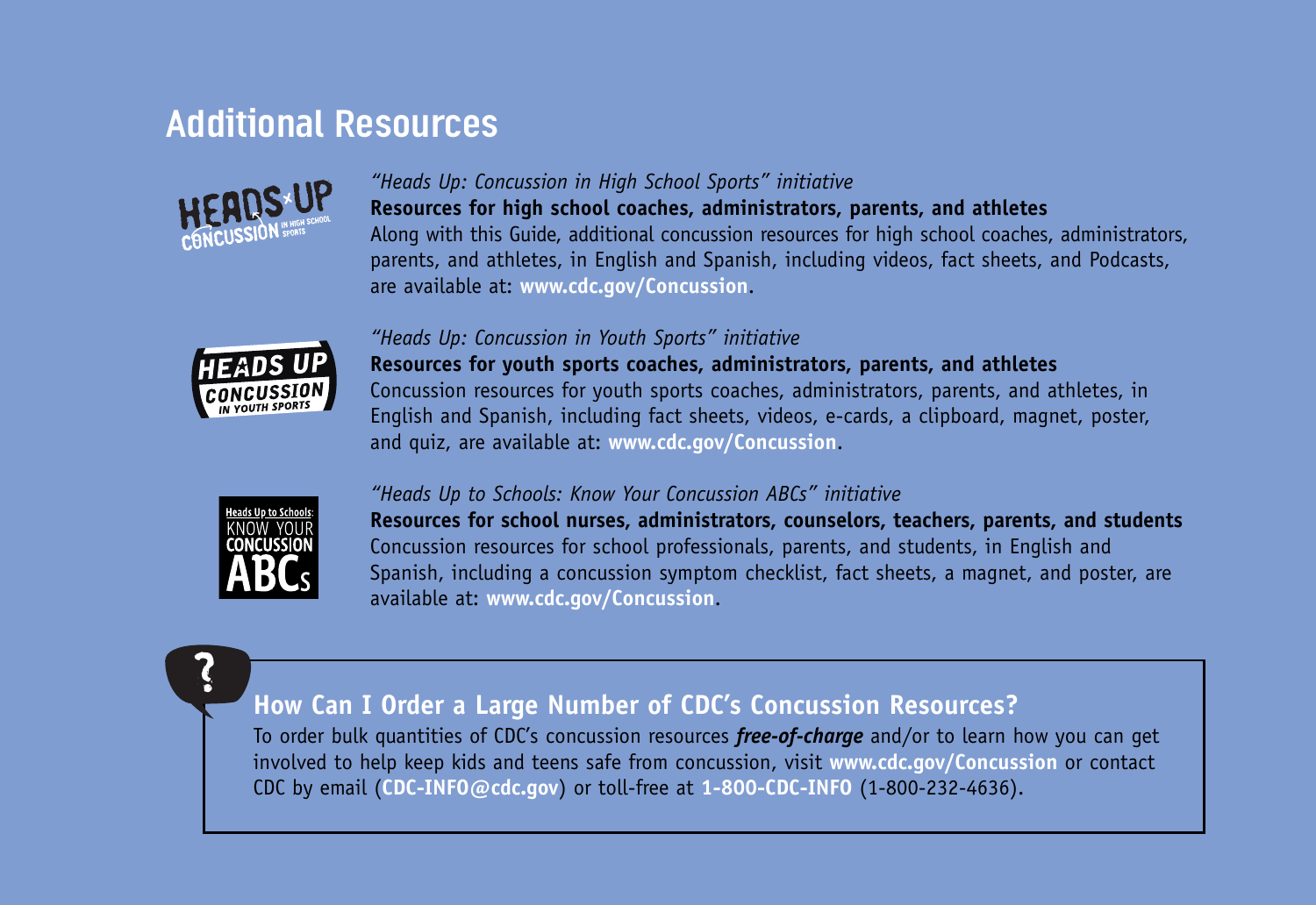## Additional Resources

*"Heads Up: Concussion in High School Sports" initiative*

**Resources for high school coaches, administrators, parents, and athletes**

Along with this Guide, additional concussion resources for high school coaches, administrators, parents, and athletes, in English and Spanish, including videos, fact sheets, and Podcasts, are available at: **www.cdc.gov/Concussion**.

*"Heads Up: Concussion in Youth Sports" initiative*

**Resources for youth sports coaches, administrators, parents, and athletes**

Concussion resources for youth sports coaches, administrators, parents, and athletes, in English and Spanish, including fact sheets, videos, e-cards, a clipboard, magnet, poster, and quiz, are available at: **www.cdc.gov/Concussion**.

*"Heads Up to Schools: Know Your Concussion ABCs" initiative*

**Resources for school nurses, administrators, counselors, teachers, parents, and students**

Concussion resources for school professionals, parents, and students, in English and Spanish, including a concussion symptom checklist, fact sheets, a magnet, and poster, are available at: **www.cdc.gov/Concussion**.

### How Can I Order a Large Number of CDC's Concussion Resources?

To order bulk quantities of CDC's concussion resources ***free-of-charge*** and/or to learn how you can get involved to help keep kids and teens safe from concussion, visit **www.cdc.gov/Concussion** or contact CDC by email (**CDC-INFO@cdc.gov**) or toll-free at **1-800-CDC-INFO** (1-800-232-4636).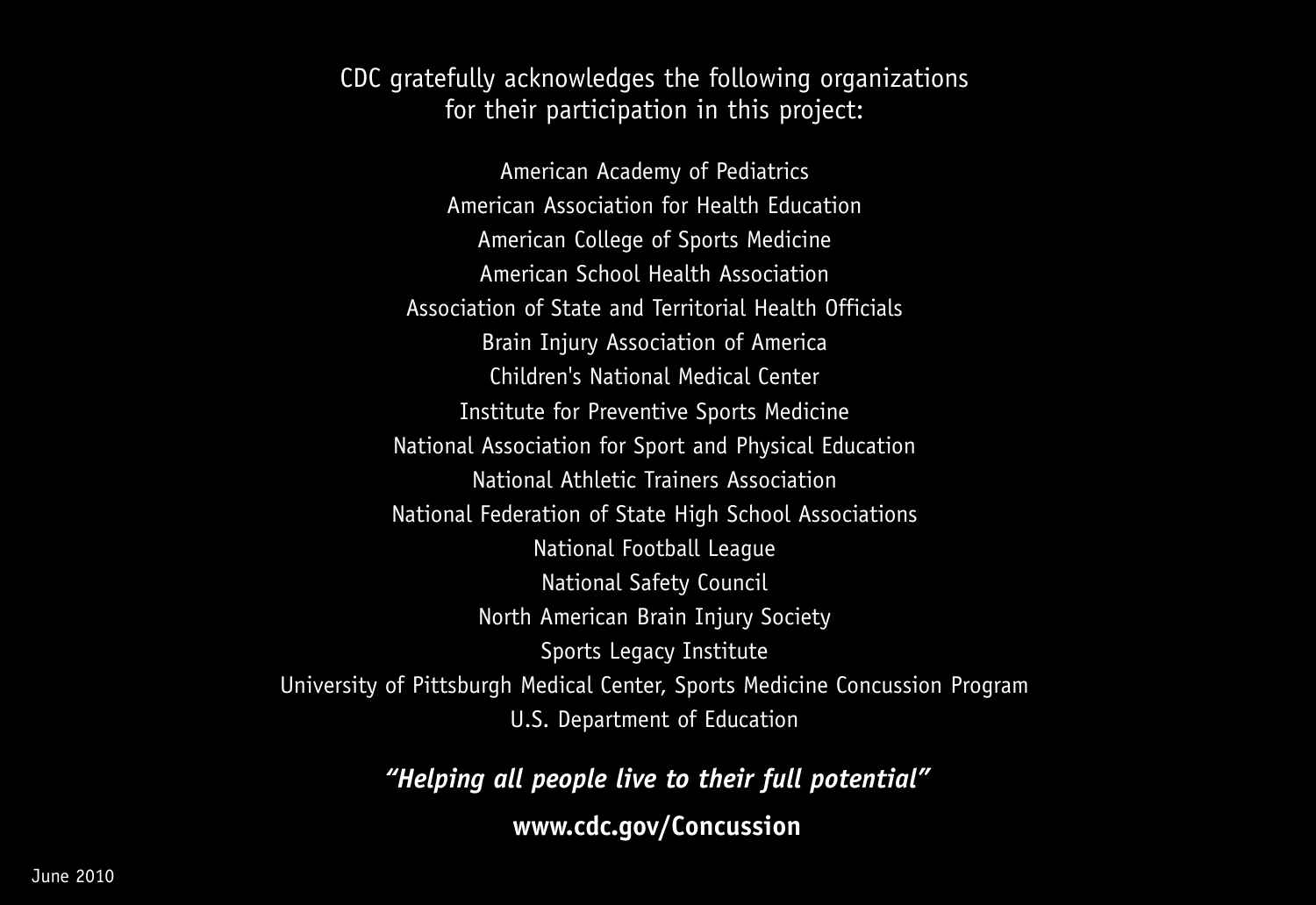CDC gratefully acknowledges the following organizations for their participation in this project:

American Academy of Pediatrics
American Association for Health Education
American College of Sports Medicine
American School Health Association
Association of State and Territorial Health Officials
Brain Injury Association of America
Children's National Medical Center
Institute for Preventive Sports Medicine
National Association for Sport and Physical Education
National Athletic Trainers Association
National Federation of State High School Associations
National Football League
National Safety Council
North American Brain Injury Society
Sports Legacy Institute
University of Pittsburgh Medical Center, Sports Medicine Concussion Program
U.S. Department of Education

***"Helping all people live to their full potential"***

**www.cdc.gov/Concussion**

June 2010